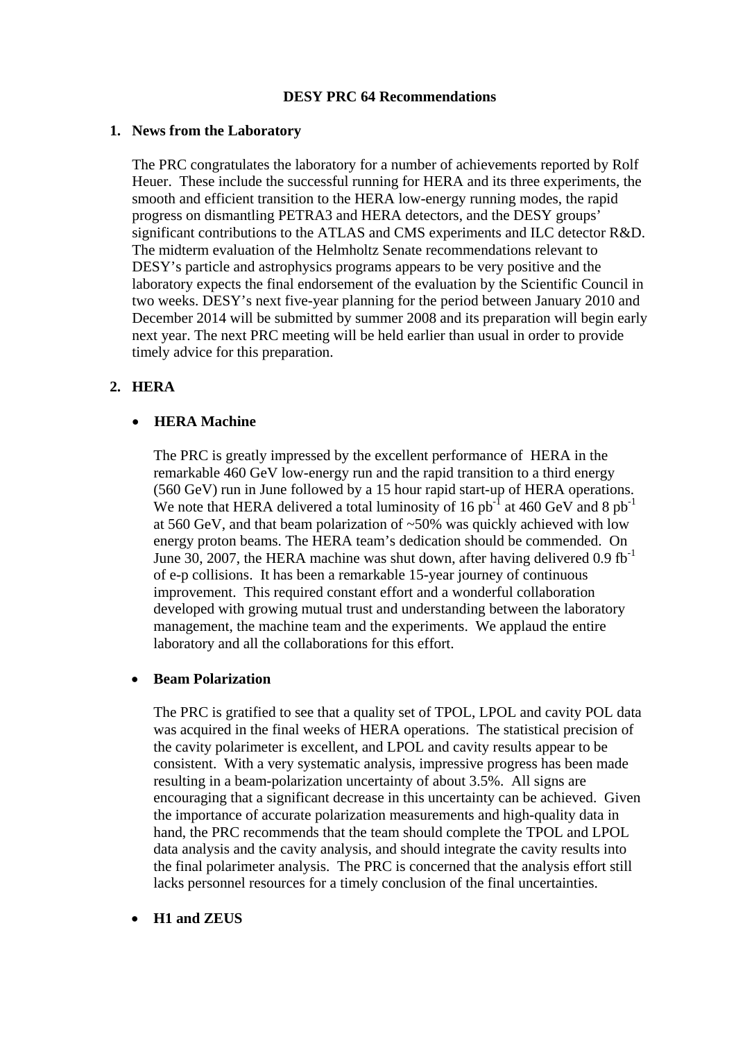# DESY PRC 64 Recommendations

## 1. News from the Laboratory

The PRC congratulates the laboratory for a number of achievements reported by Rolf Heuer. These include the successful running for HERA and its three experiments, the smooth and efficient transition to the HERA low-energy running modes, the rapid progress on dismantling PETRA3 and HERA detectors, and the DESY groups' significant contributions to the ATLAS and CMS experiments and ILC detector R&D. The midterm evaluation of the Helmholtz Senate recommendations relevant to DESY's particle and astrophysics programs appears to be very positive and the laboratory expects the final endorsement of the evaluation by the Scientific Council in two weeks. DESY's next five-year planning for the period between January 2010 and December 2014 will be submitted by summer 2008 and its preparation will begin early next year. The next PRC meeting will be held earlier than usual in order to provide timely advice for this preparation.

## 2. HERA

- **HERA Machine**

  The PRC is greatly impressed by the excellent performance of HERA in the remarkable 460 GeV low-energy run and the rapid transition to a third energy (560 GeV) run in June followed by a 15 hour rapid start-up of HERA operations. We note that HERA delivered a total luminosity of 16 $pb^{-1}$ at 460 GeV and 8 $pb^{-1}$ at 560 GeV, and that beam polarization of ~50% was quickly achieved with low energy proton beams. The HERA team's dedication should be commended. On June 30, 2007, the HERA machine was shut down, after having delivered 0.9 $fb^{-1}$ of e-p collisions. It has been a remarkable 15-year journey of continuous improvement. This required constant effort and a wonderful collaboration developed with growing mutual trust and understanding between the laboratory management, the machine team and the experiments. We applaud the entire laboratory and all the collaborations for this effort.

- **Beam Polarization**

  The PRC is gratified to see that a quality set of TPOL, LPOL and cavity POL data was acquired in the final weeks of HERA operations. The statistical precision of the cavity polarimeter is excellent, and LPOL and cavity results appear to be consistent. With a very systematic analysis, impressive progress has been made resulting in a beam-polarization uncertainty of about 3.5%. All signs are encouraging that a significant decrease in this uncertainty can be achieved. Given the importance of accurate polarization measurements and high-quality data in hand, the PRC recommends that the team should complete the TPOL and LPOL data analysis and the cavity analysis, and should integrate the cavity results into the final polarimeter analysis. The PRC is concerned that the analysis effort still lacks personnel resources for a timely conclusion of the final uncertainties.

- **H1 and ZEUS**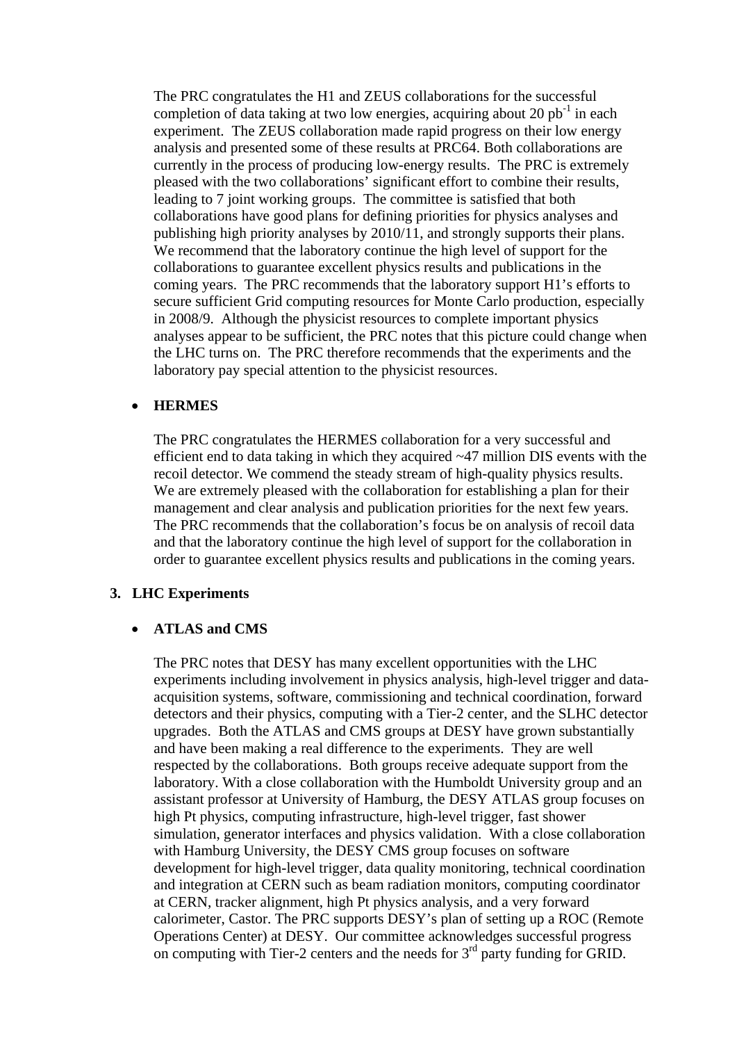The PRC congratulates the H1 and ZEUS collaborations for the successful completion of data taking at two low energies, acquiring about 20 $pb^{-1}$ in each experiment. The ZEUS collaboration made rapid progress on their low energy analysis and presented some of these results at PRC64. Both collaborations are currently in the process of producing low-energy results. The PRC is extremely pleased with the two collaborations' significant effort to combine their results, leading to 7 joint working groups. The committee is satisfied that both collaborations have good plans for defining priorities for physics analyses and publishing high priority analyses by 2010/11, and strongly supports their plans. We recommend that the laboratory continue the high level of support for the collaborations to guarantee excellent physics results and publications in the coming years. The PRC recommends that the laboratory support H1's efforts to secure sufficient Grid computing resources for Monte Carlo production, especially in 2008/9. Although the physicist resources to complete important physics analyses appear to be sufficient, the PRC notes that this picture could change when the LHC turns on. The PRC therefore recommends that the experiments and the laboratory pay special attention to the physicist resources.

- **HERMES**

The PRC congratulates the HERMES collaboration for a very successful and efficient end to data taking in which they acquired ~47 million DIS events with the recoil detector. We commend the steady stream of high-quality physics results. We are extremely pleased with the collaboration for establishing a plan for their management and clear analysis and publication priorities for the next few years. The PRC recommends that the collaboration's focus be on analysis of recoil data and that the laboratory continue the high level of support for the collaboration in order to guarantee excellent physics results and publications in the coming years.

## 3. LHC Experiments

- **ATLAS and CMS**

The PRC notes that DESY has many excellent opportunities with the LHC experiments including involvement in physics analysis, high-level trigger and data-acquisition systems, software, commissioning and technical coordination, forward detectors and their physics, computing with a Tier-2 center, and the SLHC detector upgrades. Both the ATLAS and CMS groups at DESY have grown substantially and have been making a real difference to the experiments. They are well respected by the collaborations. Both groups receive adequate support from the laboratory. With a close collaboration with the Humboldt University group and an assistant professor at University of Hamburg, the DESY ATLAS group focuses on high Pt physics, computing infrastructure, high-level trigger, fast shower simulation, generator interfaces and physics validation. With a close collaboration with Hamburg University, the DESY CMS group focuses on software development for high-level trigger, data quality monitoring, technical coordination and integration at CERN such as beam radiation monitors, computing coordinator at CERN, tracker alignment, high Pt physics analysis, and a very forward calorimeter, Castor. The PRC supports DESY's plan of setting up a ROC (Remote Operations Center) at DESY. Our committee acknowledges successful progress on computing with Tier-2 centers and the needs for 3rd party funding for GRID.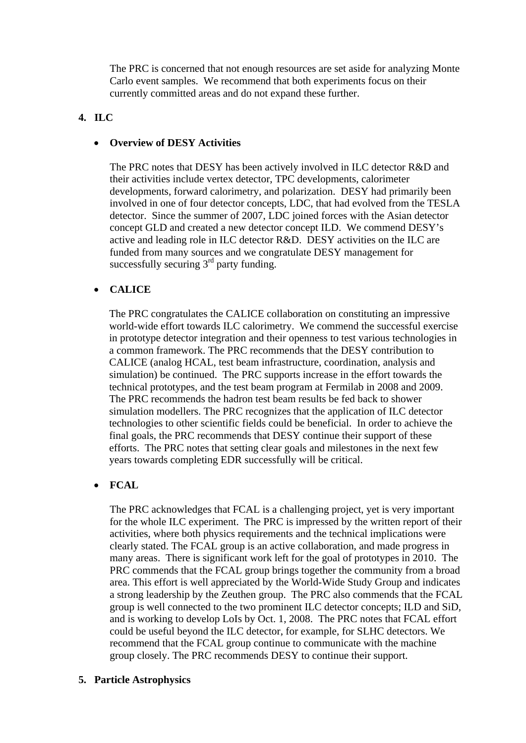The PRC is concerned that not enough resources are set aside for analyzing Monte Carlo event samples. We recommend that both experiments focus on their currently committed areas and do not expand these further.

## 4. ILC

- **Overview of DESY Activities**

  The PRC notes that DESY has been actively involved in ILC detector R&D and their activities include vertex detector, TPC developments, calorimeter developments, forward calorimetry, and polarization. DESY had primarily been involved in one of four detector concepts, LDC, that had evolved from the TESLA detector. Since the summer of 2007, LDC joined forces with the Asian detector concept GLD and created a new detector concept ILD. We commend DESY's active and leading role in ILC detector R&D. DESY activities on the ILC are funded from many sources and we congratulate DESY management for successfully securing 3rd party funding.

- **CALICE**

  The PRC congratulates the CALICE collaboration on constituting an impressive world-wide effort towards ILC calorimetry. We commend the successful exercise in prototype detector integration and their openness to test various technologies in a common framework. The PRC recommends that the DESY contribution to CALICE (analog HCAL, test beam infrastructure, coordination, analysis and simulation) be continued. The PRC supports increase in the effort towards the technical prototypes, and the test beam program at Fermilab in 2008 and 2009. The PRC recommends the hadron test beam results be fed back to shower simulation modellers. The PRC recognizes that the application of ILC detector technologies to other scientific fields could be beneficial. In order to achieve the final goals, the PRC recommends that DESY continue their support of these efforts. The PRC notes that setting clear goals and milestones in the next few years towards completing EDR successfully will be critical.

- **FCAL**

  The PRC acknowledges that FCAL is a challenging project, yet is very important for the whole ILC experiment. The PRC is impressed by the written report of their activities, where both physics requirements and the technical implications were clearly stated. The FCAL group is an active collaboration, and made progress in many areas. There is significant work left for the goal of prototypes in 2010. The PRC commends that the FCAL group brings together the community from a broad area. This effort is well appreciated by the World-Wide Study Group and indicates a strong leadership by the Zeuthen group. The PRC also commends that the FCAL group is well connected to the two prominent ILC detector concepts; ILD and SiD, and is working to develop LoIs by Oct. 1, 2008. The PRC notes that FCAL effort could be useful beyond the ILC detector, for example, for SLHC detectors. We recommend that the FCAL group continue to communicate with the machine group closely. The PRC recommends DESY to continue their support.

## 5. Particle Astrophysics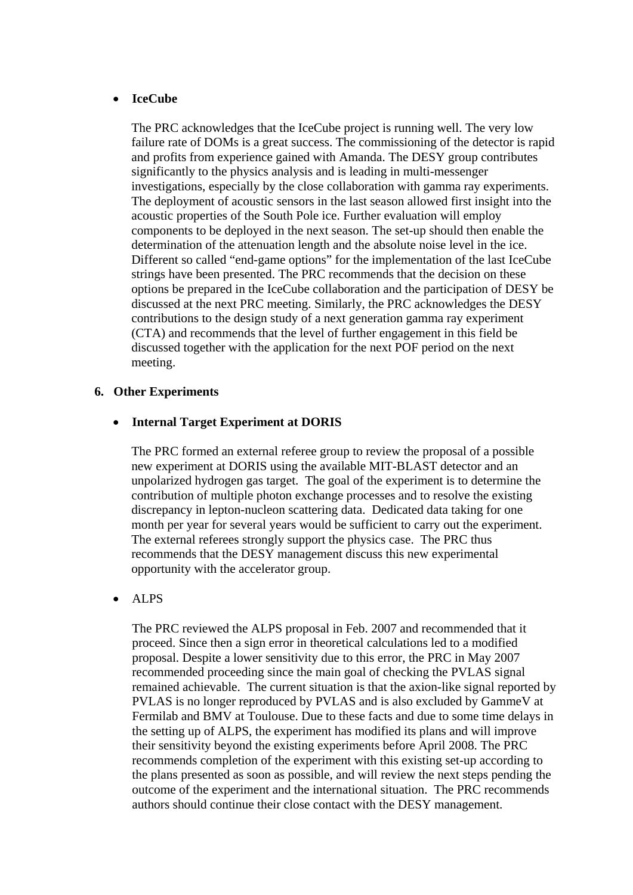- **IceCube**

  The PRC acknowledges that the IceCube project is running well. The very low failure rate of DOMs is a great success. The commissioning of the detector is rapid and profits from experience gained with Amanda. The DESY group contributes significantly to the physics analysis and is leading in multi-messenger investigations, especially by the close collaboration with gamma ray experiments. The deployment of acoustic sensors in the last season allowed first insight into the acoustic properties of the South Pole ice. Further evaluation will employ components to be deployed in the next season. The set-up should then enable the determination of the attenuation length and the absolute noise level in the ice. Different so called "end-game options" for the implementation of the last IceCube strings have been presented. The PRC recommends that the decision on these options be prepared in the IceCube collaboration and the participation of DESY be discussed at the next PRC meeting. Similarly, the PRC acknowledges the DESY contributions to the design study of a next generation gamma ray experiment (CTA) and recommends that the level of further engagement in this field be discussed together with the application for the next POF period on the next meeting.

## 6. Other Experiments

- **Internal Target Experiment at DORIS**

  The PRC formed an external referee group to review the proposal of a possible new experiment at DORIS using the available MIT-BLAST detector and an unpolarized hydrogen gas target. The goal of the experiment is to determine the contribution of multiple photon exchange processes and to resolve the existing discrepancy in lepton-nucleon scattering data. Dedicated data taking for one month per year for several years would be sufficient to carry out the experiment. The external referees strongly support the physics case. The PRC thus recommends that the DESY management discuss this new experimental opportunity with the accelerator group.

- ALPS

  The PRC reviewed the ALPS proposal in Feb. 2007 and recommended that it proceed. Since then a sign error in theoretical calculations led to a modified proposal. Despite a lower sensitivity due to this error, the PRC in May 2007 recommended proceeding since the main goal of checking the PVLAS signal remained achievable. The current situation is that the axion-like signal reported by PVLAS is no longer reproduced by PVLAS and is also excluded by GammeV at Fermilab and BMV at Toulouse. Due to these facts and due to some time delays in the setting up of ALPS, the experiment has modified its plans and will improve their sensitivity beyond the existing experiments before April 2008. The PRC recommends completion of the experiment with this existing set-up according to the plans presented as soon as possible, and will review the next steps pending the outcome of the experiment and the international situation. The PRC recommends authors should continue their close contact with the DESY management.